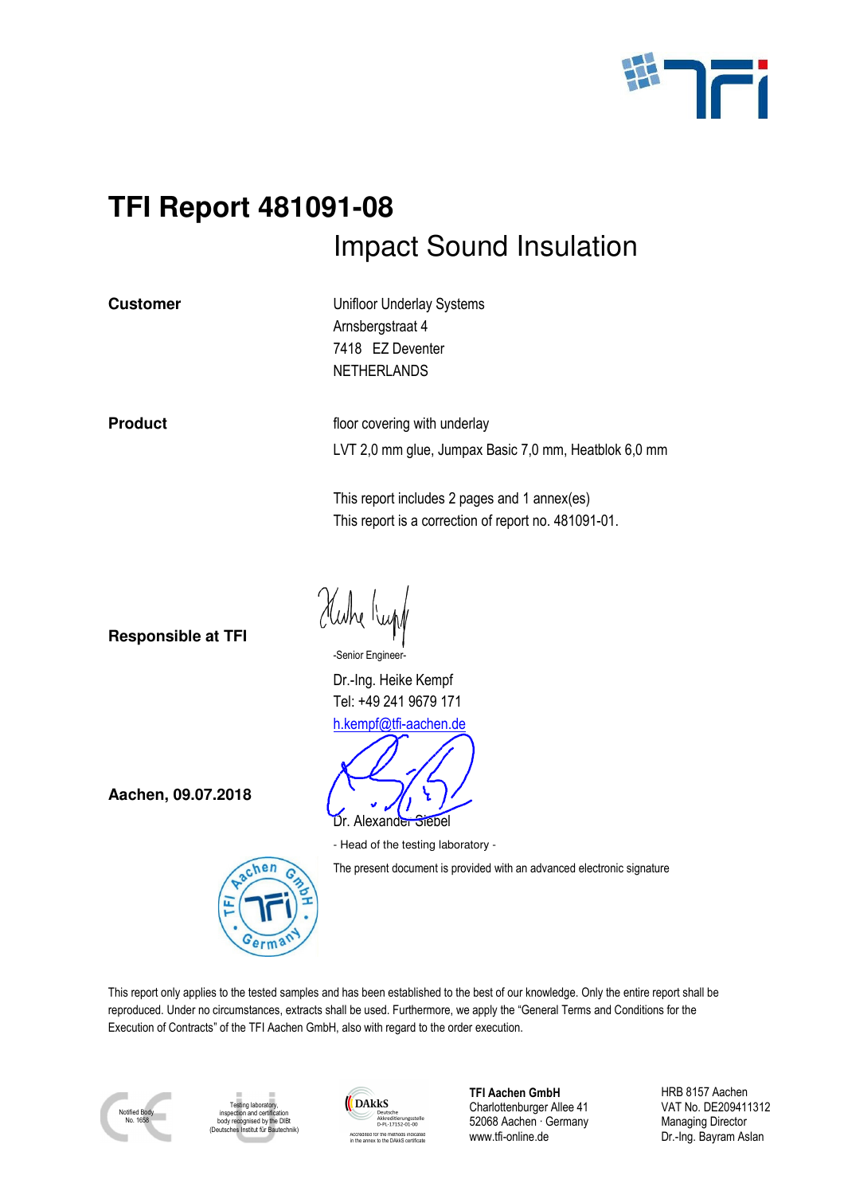# TFI Report 481091-08

## Impact Sound Insulation

**Customer**

Unifloor Underlay Systems
Arnsbergstraat 4
7418 EZ Deventer
NETHERLANDS

**Product**

floor covering with underlay
LVT 2,0 mm glue, Jumpax Basic 7,0 mm, Heatblok 6,0 mm

This report includes 2 pages and 1 annex(es)
This report is a correction of report no. 481091-01.

**Responsible at TFI**

-Senior Engineer-
Dr.-Ing. Heike Kempf
Tel: +49 241 9679 171
h.kempf@tfi-aachen.de

**Aachen, 09.07.2018**

Dr. Alexander Siebel
- Head of the testing laboratory -

The present document is provided with an advanced electronic signature

This report only applies to the tested samples and has been established to the best of our knowledge. Only the entire report shall be reproduced. Under no circumstances, extracts shall be used. Furthermore, we apply the "General Terms and Conditions for the Execution of Contracts" of the TFI Aachen GmbH, also with regard to the order execution.

Notified Body No. 1658

Testing laboratory, inspection and certification body recognised by the DIBt (Deutsches Institut für Bautechnik)

DAkkS Deutsche Akkreditierungsstelle D-PL-17152-01-00
Accredited for the methods indicated in the annex to the DAkkS certificate

**TFI Aachen GmbH**
Charlottenburger Allee 41
52068 Aachen · Germany
www.tfi-online.de

HRB 8157 Aachen
VAT No. DE209411312
Managing Director
Dr.-Ing. Bayram Aslan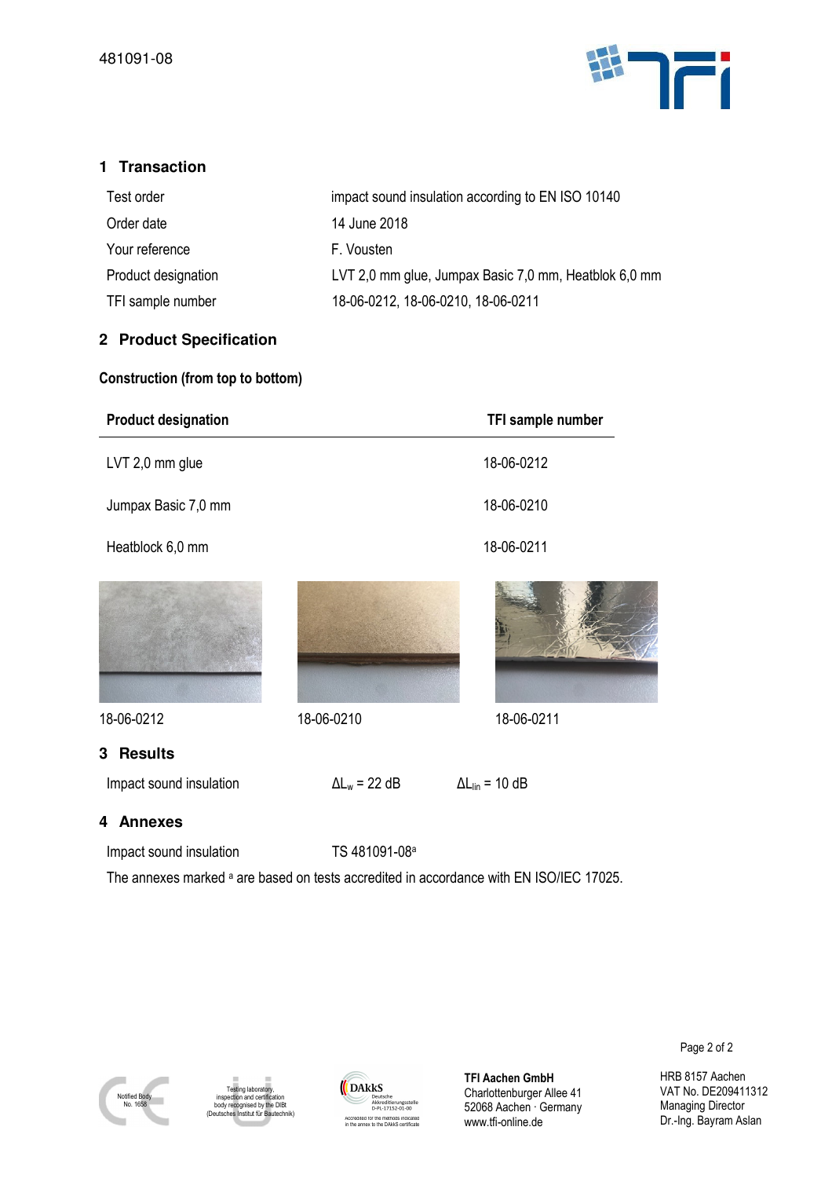481091-08

## 1 Transaction

| | |
|---|---|
| Test order | impact sound insulation according to EN ISO 10140 |
| Order date | 14 June 2018 |
| Your reference | F. Vousten |
| Product designation | LVT 2,0 mm glue, Jumpax Basic 7,0 mm, Heatblok 6,0 mm |
| TFI sample number | 18-06-0212, 18-06-0210, 18-06-0211 |

## 2 Product Specification

**Construction (from top to bottom)**

| Product designation | TFI sample number |
|---|---|
| LVT 2,0 mm glue | 18-06-0212 |
| Jumpax Basic 7,0 mm | 18-06-0210 |
| Heatblock 6,0 mm | 18-06-0211 |

18-06-0212

18-06-0210

18-06-0211

## 3 Results

| | | |
|---|---|---|
| Impact sound insulation | $\Delta L_w$ = 22 dB | $\Delta L_{lin}$ = 10 dB |

## 4 Annexes

| | |
|---|---|
| Impact sound insulation | TS 481091-08[a] |

The annexes marked [a] are based on tests accredited in accordance with EN ISO/IEC 17025.

Notified Body No. 1658

Testing laboratory, inspection and certification body recognised by the DIBt (Deutsches Institut für Bautechnik)

DAkkS Deutsche Akkreditierungsstelle D-PL-17152-01-00 Accredited for the methods indicated in the annex to the DAkkS certificate

**TFI Aachen GmbH**
Charlottenburger Allee 41
52068 Aachen · Germany
www.tfi-online.de

HRB 8157 Aachen
VAT No. DE209411312
Managing Director
Dr.-Ing. Bayram Aslan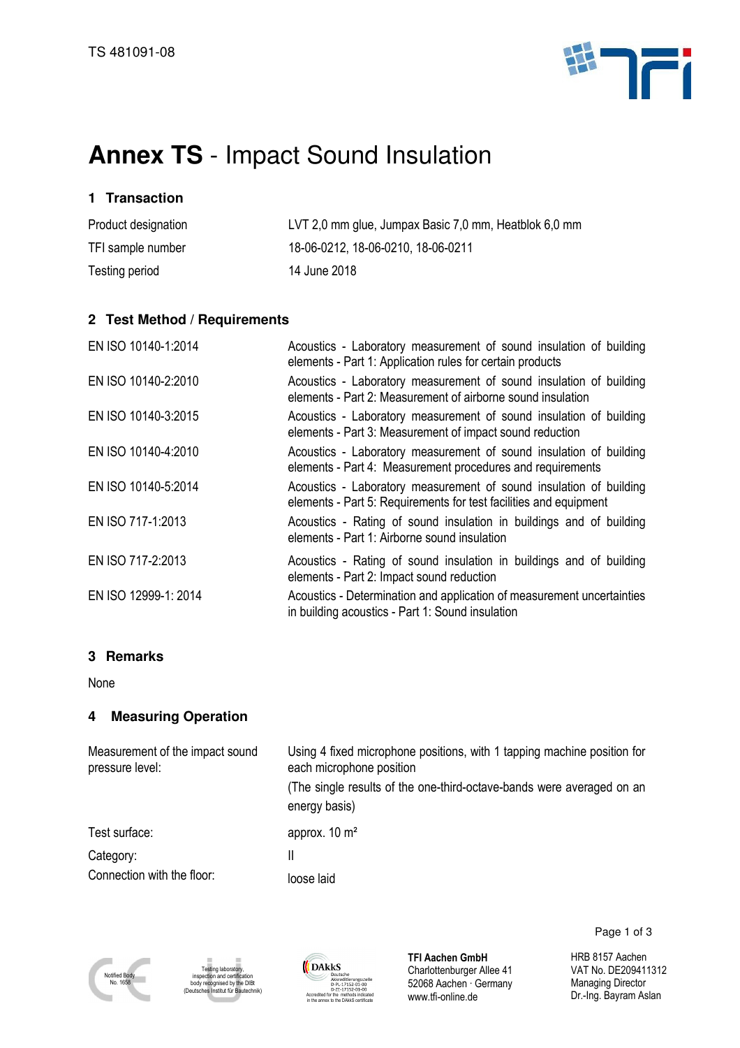# **Annex TS** - Impact Sound Insulation

## 1 Transaction

| | |
|---|---|
| Product designation | LVT 2,0 mm glue, Jumpax Basic 7,0 mm, Heatblok 6,0 mm |
| TFI sample number | 18-06-0212, 18-06-0210, 18-06-0211 |
| Testing period | 14 June 2018 |

## 2 Test Method / Requirements

| | |
|---|---|
| EN ISO 10140-1:2014 | Acoustics - Laboratory measurement of sound insulation of building elements - Part 1: Application rules for certain products |
| EN ISO 10140-2:2010 | Acoustics - Laboratory measurement of sound insulation of building elements - Part 2: Measurement of airborne sound insulation |
| EN ISO 10140-3:2015 | Acoustics - Laboratory measurement of sound insulation of building elements - Part 3: Measurement of impact sound reduction |
| EN ISO 10140-4:2010 | Acoustics - Laboratory measurement of sound insulation of building elements - Part 4: Measurement procedures and requirements |
| EN ISO 10140-5:2014 | Acoustics - Laboratory measurement of sound insulation of building elements - Part 5: Requirements for test facilities and equipment |
| EN ISO 717-1:2013 | Acoustics - Rating of sound insulation in buildings and of building elements - Part 1: Airborne sound insulation |
| EN ISO 717-2:2013 | Acoustics - Rating of sound insulation in buildings and of building elements - Part 2: Impact sound reduction |
| EN ISO 12999-1: 2014 | Acoustics - Determination and application of measurement uncertainties in building acoustics - Part 1: Sound insulation |

## 3 Remarks

None

## 4 Measuring Operation

| | |
|---|---|
| Measurement of the impact sound pressure level: | Using 4 fixed microphone positions, with 1 tapping machine position for each microphone position<br>(The single results of the one-third-octave-bands were averaged on an energy basis) |
| Test surface: | approx. 10 m² |
| Category: | II |
| Connection with the floor: | loose laid |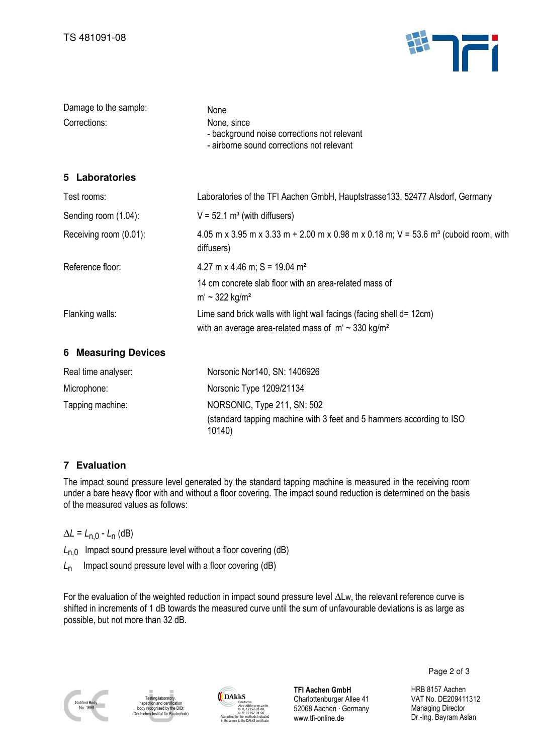| | |
|---|---|
| Damage to the sample: | None |
| Corrections: | None, since<br>- background noise corrections not relevant<br>- airborne sound corrections not relevant |

## 5 Laboratories

| | |
|---|---|
| Test rooms: | Laboratories of the TFI Aachen GmbH, Hauptstrasse133, 52477 Alsdorf, Germany |
| Sending room (1.04): | V = 52.1 m³ (with diffusers) |
| Receiving room (0.01): | 4.05 m x 3.95 m x 3.33 m + 2.00 m x 0.98 m x 0.18 m; V = 53.6 m³ (cuboid room, with diffusers) |
| Reference floor: | 4.27 m x 4.46 m; S = 19.04 m²<br>14 cm concrete slab floor with an area-related mass of m' ~ 322 kg/m² |
| Flanking walls: | Lime sand brick walls with light wall facings (facing shell d= 12cm) with an average area-related mass of m' ~ 330 kg/m² |

## 6 Measuring Devices

| | |
|---|---|
| Real time analyser: | Norsonic Nor140, SN: 1406926 |
| Microphone: | Norsonic Type 1209/21134 |
| Tapping machine: | NORSONIC, Type 211, SN: 502<br>(standard tapping machine with 3 feet and 5 hammers according to ISO 10140) |

## 7 Evaluation

The impact sound pressure level generated by the standard tapping machine is measured in the receiving room under a bare heavy floor with and without a floor covering. The impact sound reduction is determined on the basis of the measured values as follows:

$$\Delta L = L_{n,0} - L_n \text{ (dB)}$$

$L_{n,0}$ Impact sound pressure level without a floor covering (dB)

$L_n$ Impact sound pressure level with a floor covering (dB)

For the evaluation of the weighted reduction in impact sound pressure level $\Delta L_w$, the relevant reference curve is shifted in increments of 1 dB towards the measured curve until the sum of unfavourable deviations is as large as possible, but not more than 32 dB.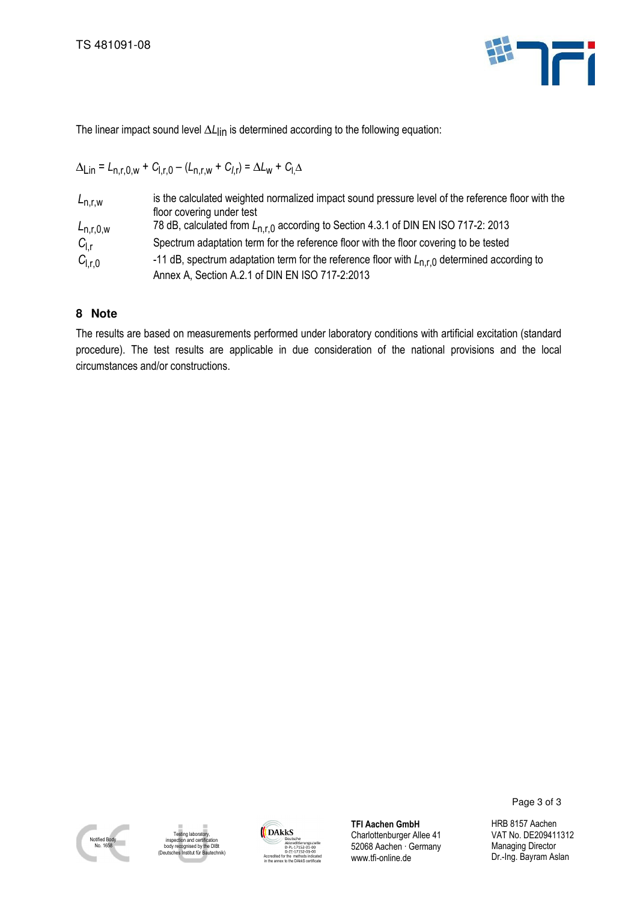The linear impact sound level $\Delta L_{lin}$ is determined according to the following equation:

$$\Delta_{Lin} = L_{n,r,0,w} + C_{l,r,0} - (L_{n,r,w} + C_{l,r}) = \Delta L_w + C_{l,\Delta}$$

| | |
|---|---|
| $L_{n,r,w}$ | is the calculated weighted normalized impact sound pressure level of the reference floor with the floor covering under test |
| $L_{n,r,0,w}$ | 78 dB, calculated from $L_{n,r,0}$ according to Section 4.3.1 of DIN EN ISO 717-2: 2013 |
| $C_{l,r}$ | Spectrum adaptation term for the reference floor with the floor covering to be tested |
| $C_{l,r,0}$ | -11 dB, spectrum adaptation term for the reference floor with $L_{n,r,0}$ determined according to Annex A, Section A.2.1 of DIN EN ISO 717-2:2013 |

## 8 Note

The results are based on measurements performed under laboratory conditions with artificial excitation (standard procedure). The test results are applicable in due consideration of the national provisions and the local circumstances and/or constructions.

Notified Body No. 1658

Testing laboratory, inspection and certification body recognised by the DIBt (Deutsches Institut für Bautechnik)

DAkkS Deutsche Akkreditierungsstelle D-PL-17152-01-00 D-ZE-17152-01-00 Accredited for the methods indicated in the annex to the DAkkS certificate

**TFI Aachen GmbH**
Charlottenburger Allee 41
52068 Aachen · Germany
www.tfi-online.de

HRB 8157 Aachen
VAT No. DE209411312
Managing Director
Dr.-Ing. Bayram Aslan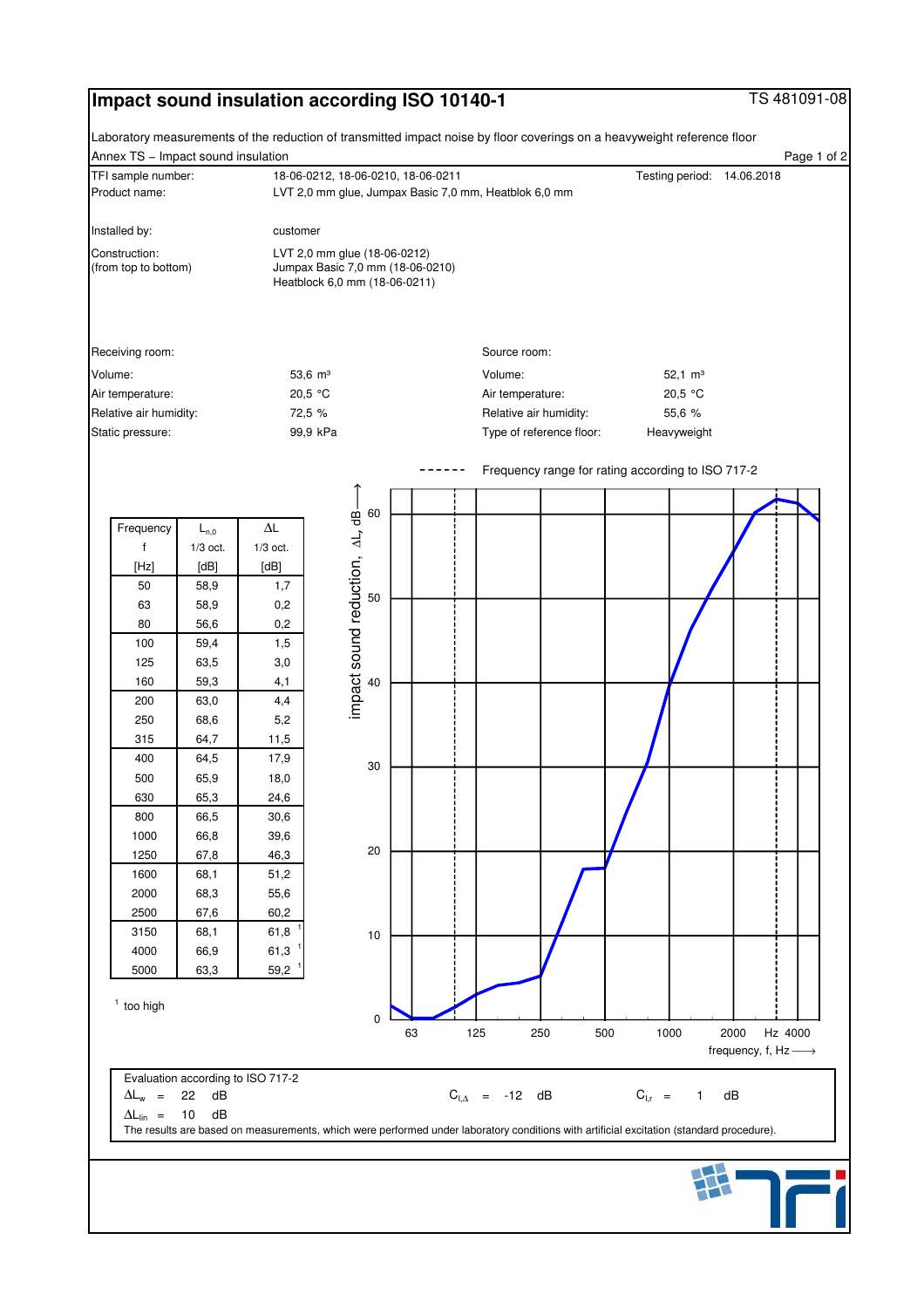# Impact sound insulation according ISO 10140-1

TS 481091-08

Laboratory measurements of the reduction of transmitted impact noise by floor coverings on a heavyweight reference floor

Annex TS – Impact sound insulation

| | | | |
|---|---|---|---|
| TFI sample number: | 18-06-0212, 18-06-0210, 18-06-0211 | Testing period: | 14.06.2018 |
| Product name: | LVT 2,0 mm glue, Jumpax Basic 7,0 mm, Heatblok 6,0 mm | | |
| Installed by: | customer | | |
| Construction: (from top to bottom) | LVT 2,0 mm glue (18-06-0212)<br>Jumpax Basic 7,0 mm (18-06-0210)<br>Heatblock 6,0 mm (18-06-0211) | | |

| Receiving room: | | Source room: | |
|---|---|---|---|
| Volume: | 53,6 m³ | Volume: | 52,1 m³ |
| Air temperature: | 20,5 °C | Air temperature: | 20,5 °C |
| Relative air humidity: | 72,5 % | Relative air humidity: | 55,6 % |
| Static pressure: | 99,9 kPa | Type of reference floor: | Heavyweight |

| Frequency f [Hz] | $L_{n,0}$ 1/3 oct. [dB] | $\Delta L$ 1/3 oct. [dB] |
|---|---|---|
| 50 | 58,9 | 1,7 |
| 63 | 58,9 | 0,2 |
| 80 | 56,6 | 0,2 |
| 100 | 59,4 | 1,5 |
| 125 | 63,5 | 3,0 |
| 160 | 59,3 | 4,1 |
| 200 | 63,0 | 4,4 |
| 250 | 68,6 | 5,2 |
| 315 | 64,7 | 11,5 |
| 400 | 64,5 | 17,9 |
| 500 | 65,9 | 18,0 |
| 630 | 65,3 | 24,6 |
| 800 | 66,5 | 30,6 |
| 1000 | 66,8 | 39,6 |
| 1250 | 67,8 | 46,3 |
| 1600 | 68,1 | 51,2 |
| 2000 | 68,3 | 55,6 |
| 2500 | 67,6 | 60,2 |
| 3150 | 68,1 | 61,8 [1] |
| 4000 | 66,9 | 61,3 [1] |
| 5000 | 63,3 | 59,2 [1] |

[1] too high

- - - - - - Frequency range for rating according to ISO 717-2

impact sound reduction, $\Delta L$, dB ⟶

frequency, f, Hz ⟶

Evaluation according to ISO 717-2

$\Delta L_w$ = 22 dB $\qquad C_{I,\Delta}$ = -12 dB $\qquad C_{I,r}$ = 1 dB

$\Delta L_{lin}$ = 10 dB

The results are based on measurements, which were performed under laboratory conditions with artificial excitation (standard procedure).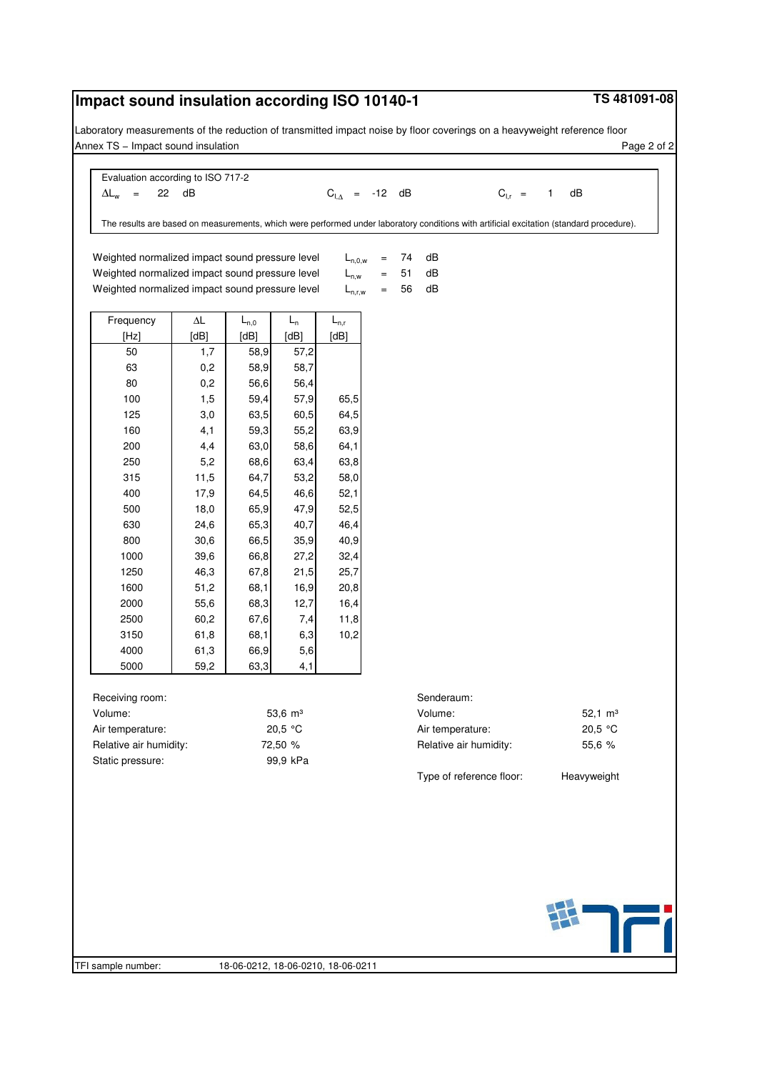# Impact sound insulation according ISO 10140-1

**TS 481091-08**

Laboratory measurements of the reduction of transmitted impact noise by floor coverings on a heavyweight reference floor

Annex TS – Impact sound insulation

Evaluation according to ISO 717-2

$\Delta L_w$ = 22 dB $C_{I,\Delta}$ = -12 dB $C_{I,r}$ = 1 dB

The results are based on measurements, which were performed under laboratory conditions with artificial excitation (standard procedure).

| | | | |
|---|---|---|---|
| Weighted normalized impact sound pressure level | $L_{n,0,w}$ | = 74 | dB |
| Weighted normalized impact sound pressure level | $L_{n,w}$ | = 51 | dB |
| Weighted normalized impact sound pressure level | $L_{n,r,w}$ | = 56 | dB |

| Frequency [Hz] | $\Delta L$ [dB] | $L_{n,0}$ [dB] | $L_n$ [dB] | $L_{n,r}$ [dB] |
|---|---|---|---|---|
| 50 | 1,7 | 58,9 | 57,2 | |
| 63 | 0,2 | 58,9 | 58,7 | |
| 80 | 0,2 | 56,6 | 56,4 | |
| 100 | 1,5 | 59,4 | 57,9 | 65,5 |
| 125 | 3,0 | 63,5 | 60,5 | 64,5 |
| 160 | 4,1 | 59,3 | 55,2 | 63,9 |
| 200 | 4,4 | 63,0 | 58,6 | 64,1 |
| 250 | 5,2 | 68,6 | 63,4 | 63,8 |
| 315 | 11,5 | 64,7 | 53,2 | 58,0 |
| 400 | 17,9 | 64,5 | 46,6 | 52,1 |
| 500 | 18,0 | 65,9 | 47,9 | 52,5 |
| 630 | 24,6 | 65,3 | 40,7 | 46,4 |
| 800 | 30,6 | 66,5 | 35,9 | 40,9 |
| 1000 | 39,6 | 66,8 | 27,2 | 32,4 |
| 1250 | 46,3 | 67,8 | 21,5 | 25,7 |
| 1600 | 51,2 | 68,1 | 16,9 | 20,8 |
| 2000 | 55,6 | 68,3 | 12,7 | 16,4 |
| 2500 | 60,2 | 67,6 | 7,4 | 11,8 |
| 3150 | 61,8 | 68,1 | 6,3 | 10,2 |
| 4000 | 61,3 | 66,9 | 5,6 | |
| 5000 | 59,2 | 63,3 | 4,1 | |

| Receiving room: | |
|---|---|
| Volume: | 53,6 m³ |
| Air temperature: | 20,5 °C |
| Relative air humidity: | 72,50 % |
| Static pressure: | 99,9 kPa |

| Senderaum: | |
|---|---|
| Volume: | 52,1 m³ |
| Air temperature: | 20,5 °C |
| Relative air humidity: | 55,6 % |

Type of reference floor: Heavyweight

TFI sample number: 18-06-0212, 18-06-0210, 18-06-0211